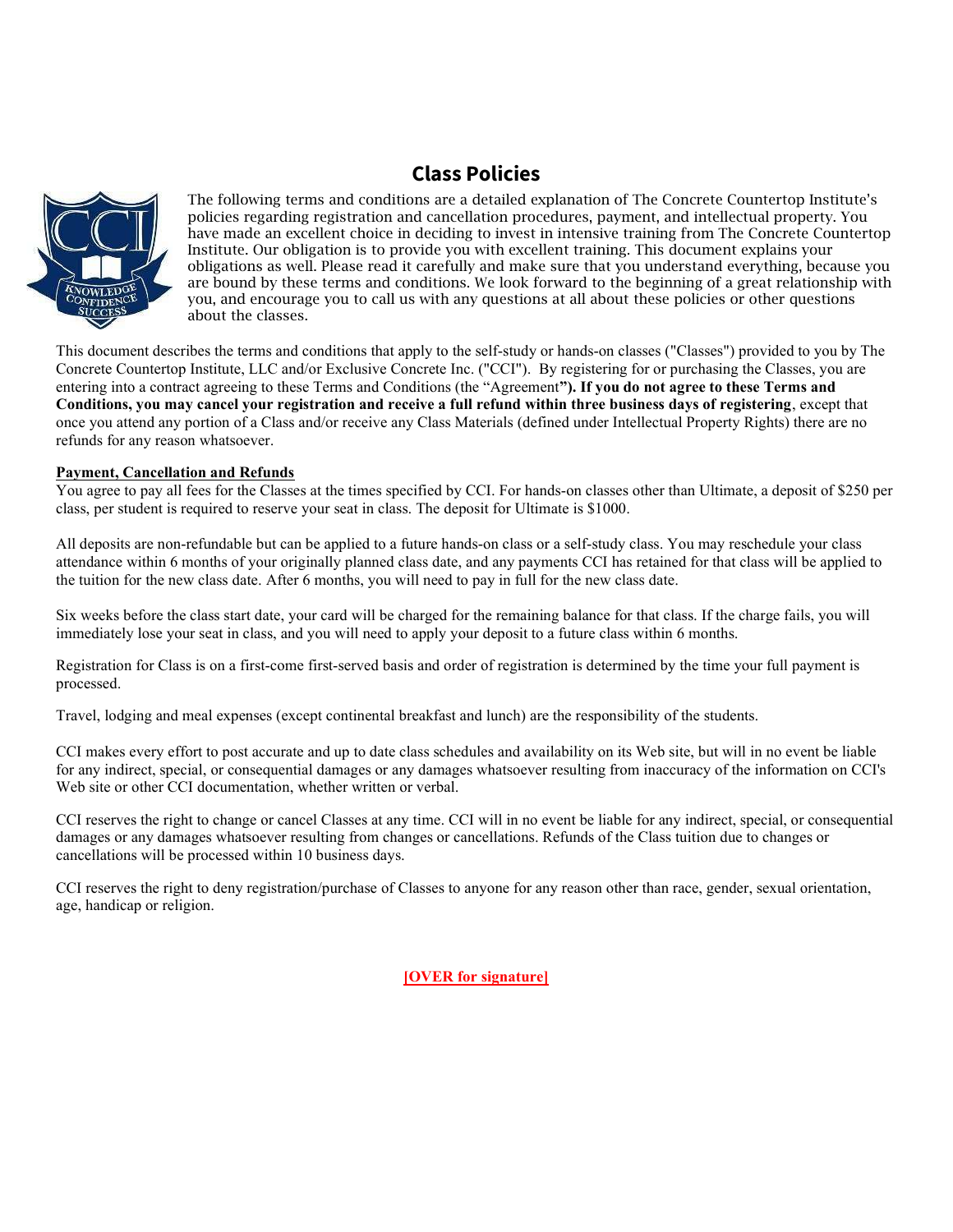# Class Policies

The following terms and conditions are a detailed explanation of The Concrete Countertop Institute's policies regarding registration and cancellation procedures, payment, and intellectual property. You have made an excellent choice in deciding to invest in intensive training from The Concrete Countertop Institute. Our obligation is to provide you with excellent training. This document explains your obligations as well. Please read it carefully and make sure that you understand everything, because you are bound by these terms and conditions. We look forward to the beginning of a great relationship with you, and encourage you to call us with any questions at all about these policies or other questions about the classes.

This document describes the terms and conditions that apply to the self-study or hands-on classes ("Classes") provided to you by The Concrete Countertop Institute, LLC and/or Exclusive Concrete Inc. ("CCI"). By registering for or purchasing the Classes, you are entering into a contract agreeing to these Terms and Conditions (the "Agreement**"). If you do not agree to these Terms and Conditions, you may cancel your registration and receive a full refund within three business days of registering**, except that once you attend any portion of a Class and/or receive any Class Materials (defined under Intellectual Property Rights) there are no refunds for any reason whatsoever.

**Payment, Cancellation and Refunds**

You agree to pay all fees for the Classes at the times specified by CCI. For hands-on classes other than Ultimate, a deposit of $250 per class, per student is required to reserve your seat in class. The deposit for Ultimate is $1000.

All deposits are non-refundable but can be applied to a future hands-on class or a self-study class. You may reschedule your class attendance within 6 months of your originally planned class date, and any payments CCI has retained for that class will be applied to the tuition for the new class date. After 6 months, you will need to pay in full for the new class date.

Six weeks before the class start date, your card will be charged for the remaining balance for that class. If the charge fails, you will immediately lose your seat in class, and you will need to apply your deposit to a future class within 6 months.

Registration for Class is on a first-come first-served basis and order of registration is determined by the time your full payment is processed.

Travel, lodging and meal expenses (except continental breakfast and lunch) are the responsibility of the students.

CCI makes every effort to post accurate and up to date class schedules and availability on its Web site, but will in no event be liable for any indirect, special, or consequential damages or any damages whatsoever resulting from inaccuracy of the information on CCI's Web site or other CCI documentation, whether written or verbal.

CCI reserves the right to change or cancel Classes at any time. CCI will in no event be liable for any indirect, special, or consequential damages or any damages whatsoever resulting from changes or cancellations. Refunds of the Class tuition due to changes or cancellations will be processed within 10 business days.

CCI reserves the right to deny registration/purchase of Classes to anyone for any reason other than race, gender, sexual orientation, age, handicap or religion.

**[OVER for signature]**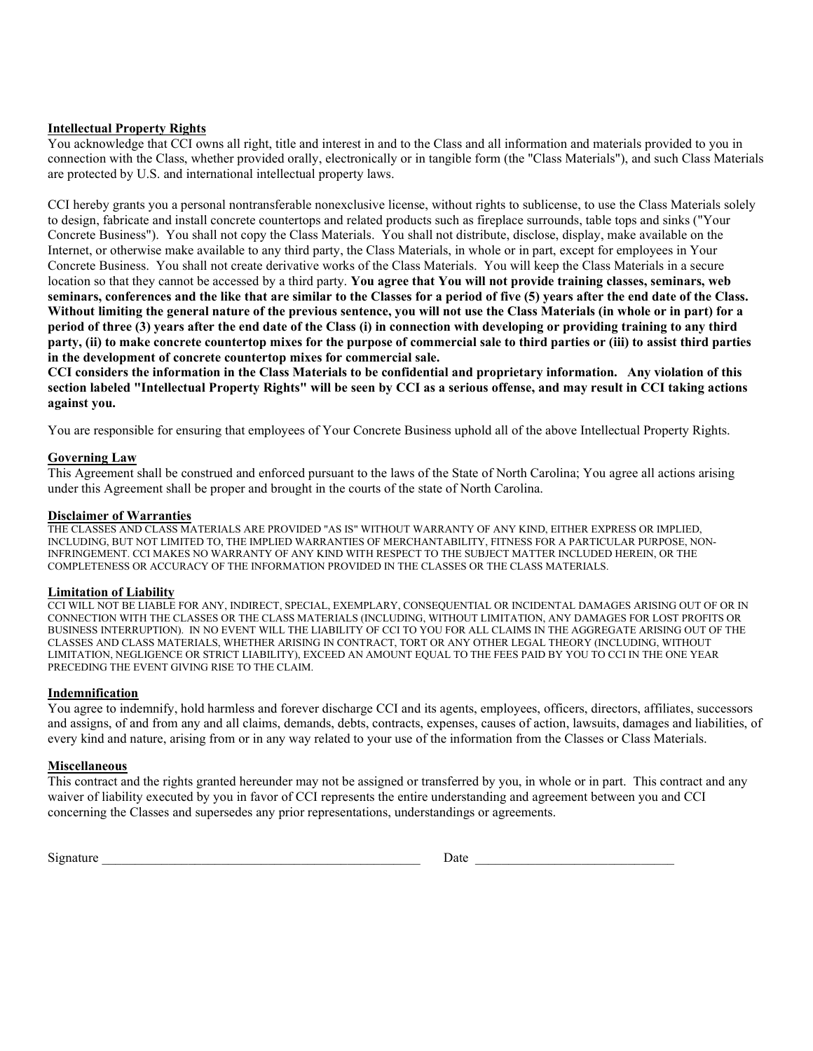**Intellectual Property Rights**

You acknowledge that CCI owns all right, title and interest in and to the Class and all information and materials provided to you in connection with the Class, whether provided orally, electronically or in tangible form (the "Class Materials"), and such Class Materials are protected by U.S. and international intellectual property laws.

CCI hereby grants you a personal nontransferable nonexclusive license, without rights to sublicense, to use the Class Materials solely to design, fabricate and install concrete countertops and related products such as fireplace surrounds, table tops and sinks ("Your Concrete Business"). You shall not copy the Class Materials. You shall not distribute, disclose, display, make available on the Internet, or otherwise make available to any third party, the Class Materials, in whole or in part, except for employees in Your Concrete Business. You shall not create derivative works of the Class Materials. You will keep the Class Materials in a secure location so that they cannot be accessed by a third party. **You agree that You will not provide training classes, seminars, web seminars, conferences and the like that are similar to the Classes for a period of five (5) years after the end date of the Class. Without limiting the general nature of the previous sentence, you will not use the Class Materials (in whole or in part) for a period of three (3) years after the end date of the Class (i) in connection with developing or providing training to any third party, (ii) to make concrete countertop mixes for the purpose of commercial sale to third parties or (iii) to assist third parties in the development of concrete countertop mixes for commercial sale.**
**CCI considers the information in the Class Materials to be confidential and proprietary information. Any violation of this section labeled "Intellectual Property Rights" will be seen by CCI as a serious offense, and may result in CCI taking actions against you.**

You are responsible for ensuring that employees of Your Concrete Business uphold all of the above Intellectual Property Rights.

**Governing Law**

This Agreement shall be construed and enforced pursuant to the laws of the State of North Carolina; You agree all actions arising under this Agreement shall be proper and brought in the courts of the state of North Carolina.

**Disclaimer of Warranties**

THE CLASSES AND CLASS MATERIALS ARE PROVIDED "AS IS" WITHOUT WARRANTY OF ANY KIND, EITHER EXPRESS OR IMPLIED, INCLUDING, BUT NOT LIMITED TO, THE IMPLIED WARRANTIES OF MERCHANTABILITY, FITNESS FOR A PARTICULAR PURPOSE, NON-INFRINGEMENT. CCI MAKES NO WARRANTY OF ANY KIND WITH RESPECT TO THE SUBJECT MATTER INCLUDED HEREIN, OR THE COMPLETENESS OR ACCURACY OF THE INFORMATION PROVIDED IN THE CLASSES OR THE CLASS MATERIALS.

**Limitation of Liability**

CCI WILL NOT BE LIABLE FOR ANY, INDIRECT, SPECIAL, EXEMPLARY, CONSEQUENTIAL OR INCIDENTAL DAMAGES ARISING OUT OF OR IN CONNECTION WITH THE CLASSES OR THE CLASS MATERIALS (INCLUDING, WITHOUT LIMITATION, ANY DAMAGES FOR LOST PROFITS OR BUSINESS INTERRUPTION). IN NO EVENT WILL THE LIABILITY OF CCI TO YOU FOR ALL CLAIMS IN THE AGGREGATE ARISING OUT OF THE CLASSES AND CLASS MATERIALS, WHETHER ARISING IN CONTRACT, TORT OR ANY OTHER LEGAL THEORY (INCLUDING, WITHOUT LIMITATION, NEGLIGENCE OR STRICT LIABILITY), EXCEED AN AMOUNT EQUAL TO THE FEES PAID BY YOU TO CCI IN THE ONE YEAR PRECEDING THE EVENT GIVING RISE TO THE CLAIM.

**Indemnification**

You agree to indemnify, hold harmless and forever discharge CCI and its agents, employees, officers, directors, affiliates, successors and assigns, of and from any and all claims, demands, debts, contracts, expenses, causes of action, lawsuits, damages and liabilities, of every kind and nature, arising from or in any way related to your use of the information from the Classes or Class Materials.

**Miscellaneous**

This contract and the rights granted hereunder may not be assigned or transferred by you, in whole or in part. This contract and any waiver of liability executed by you in favor of CCI represents the entire understanding and agreement between you and CCI concerning the Classes and supersedes any prior representations, understandings or agreements.

Signature ________________________________________ Date ____________________________